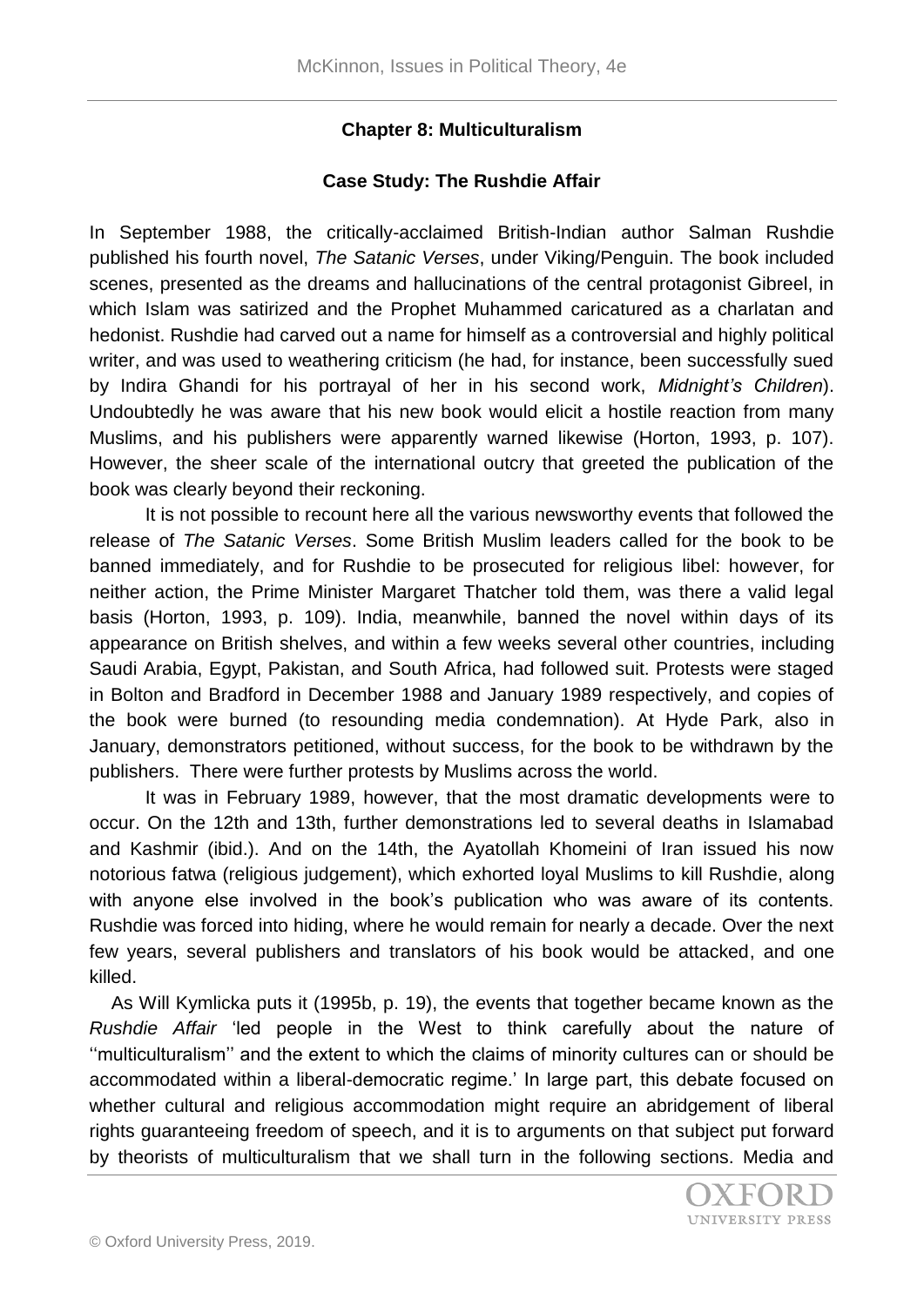## Chapter 8: Multiculturalism

### Case Study: The Rushdie Affair

In September 1988, the critically-acclaimed British-Indian author Salman Rushdie published his fourth novel, *The Satanic Verses*, under Viking/Penguin. The book included scenes, presented as the dreams and hallucinations of the central protagonist Gibreel, in which Islam was satirized and the Prophet Muhammed caricatured as a charlatan and hedonist. Rushdie had carved out a name for himself as a controversial and highly political writer, and was used to weathering criticism (he had, for instance, been successfully sued by Indira Ghandi for his portrayal of her in his second work, *Midnight's Children*). Undoubtedly he was aware that his new book would elicit a hostile reaction from many Muslims, and his publishers were apparently warned likewise (Horton, 1993, p. 107). However, the sheer scale of the international outcry that greeted the publication of the book was clearly beyond their reckoning.

It is not possible to recount here all the various newsworthy events that followed the release of *The Satanic Verses*. Some British Muslim leaders called for the book to be banned immediately, and for Rushdie to be prosecuted for religious libel: however, for neither action, the Prime Minister Margaret Thatcher told them, was there a valid legal basis (Horton, 1993, p. 109). India, meanwhile, banned the novel within days of its appearance on British shelves, and within a few weeks several other countries, including Saudi Arabia, Egypt, Pakistan, and South Africa, had followed suit. Protests were staged in Bolton and Bradford in December 1988 and January 1989 respectively, and copies of the book were burned (to resounding media condemnation). At Hyde Park, also in January, demonstrators petitioned, without success, for the book to be withdrawn by the publishers. There were further protests by Muslims across the world.

It was in February 1989, however, that the most dramatic developments were to occur. On the 12th and 13th, further demonstrations led to several deaths in Islamabad and Kashmir (ibid.). And on the 14th, the Ayatollah Khomeini of Iran issued his now notorious fatwa (religious judgement), which exhorted loyal Muslims to kill Rushdie, along with anyone else involved in the book's publication who was aware of its contents. Rushdie was forced into hiding, where he would remain for nearly a decade. Over the next few years, several publishers and translators of his book would be attacked, and one killed.

As Will Kymlicka puts it (1995b, p. 19), the events that together became known as the *Rushdie Affair* 'led people in the West to think carefully about the nature of ''multiculturalism'' and the extent to which the claims of minority cultures can or should be accommodated within a liberal-democratic regime.' In large part, this debate focused on whether cultural and religious accommodation might require an abridgement of liberal rights guaranteeing freedom of speech, and it is to arguments on that subject put forward by theorists of multiculturalism that we shall turn in the following sections. Media and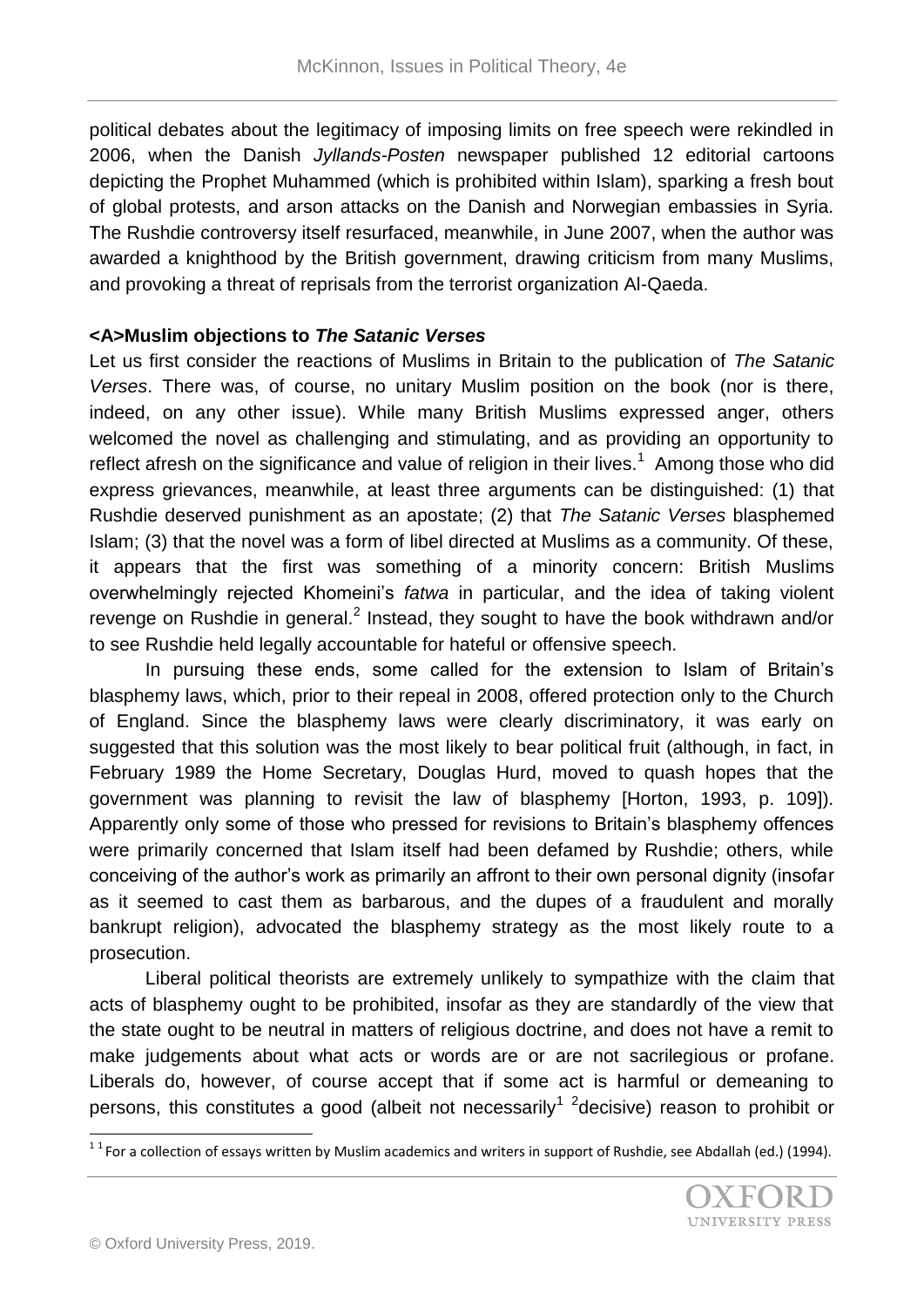political debates about the legitimacy of imposing limits on free speech were rekindled in 2006, when the Danish *Jyllands-Posten* newspaper published 12 editorial cartoons depicting the Prophet Muhammed (which is prohibited within Islam), sparking a fresh bout of global protests, and arson attacks on the Danish and Norwegian embassies in Syria. The Rushdie controversy itself resurfaced, meanwhile, in June 2007, when the author was awarded a knighthood by the British government, drawing criticism from many Muslims, and provoking a threat of reprisals from the terrorist organization Al-Qaeda.

## <A>Muslim objections to *The Satanic Verses*

Let us first consider the reactions of Muslims in Britain to the publication of *The Satanic Verses*. There was, of course, no unitary Muslim position on the book (nor is there, indeed, on any other issue). While many British Muslims expressed anger, others welcomed the novel as challenging and stimulating, and as providing an opportunity to reflect afresh on the significance and value of religion in their lives.[1] Among those who did express grievances, meanwhile, at least three arguments can be distinguished: (1) that Rushdie deserved punishment as an apostate; (2) that *The Satanic Verses* blasphemed Islam; (3) that the novel was a form of libel directed at Muslims as a community. Of these, it appears that the first was something of a minority concern: British Muslims overwhelmingly rejected Khomeini's *fatwa* in particular, and the idea of taking violent revenge on Rushdie in general.[2] Instead, they sought to have the book withdrawn and/or to see Rushdie held legally accountable for hateful or offensive speech.

In pursuing these ends, some called for the extension to Islam of Britain's blasphemy laws, which, prior to their repeal in 2008, offered protection only to the Church of England. Since the blasphemy laws were clearly discriminatory, it was early on suggested that this solution was the most likely to bear political fruit (although, in fact, in February 1989 the Home Secretary, Douglas Hurd, moved to quash hopes that the government was planning to revisit the law of blasphemy [Horton, 1993, p. 109]). Apparently only some of those who pressed for revisions to Britain's blasphemy offences were primarily concerned that Islam itself had been defamed by Rushdie; others, while conceiving of the author's work as primarily an affront to their own personal dignity (insofar as it seemed to cast them as barbarous, and the dupes of a fraudulent and morally bankrupt religion), advocated the blasphemy strategy as the most likely route to a prosecution.

Liberal political theorists are extremely unlikely to sympathize with the claim that acts of blasphemy ought to be prohibited, insofar as they are standardly of the view that the state ought to be neutral in matters of religious doctrine, and does not have a remit to make judgements about what acts or words are or are not sacrilegious or profane. Liberals do, however, of course accept that if some act is harmful or demeaning to persons, this constitutes a good (albeit not necessarily[1] [2]decisive) reason to prohibit or

[1] For a collection of essays written by Muslim academics and writers in support of Rushdie, see Abdallah (ed.) (1994).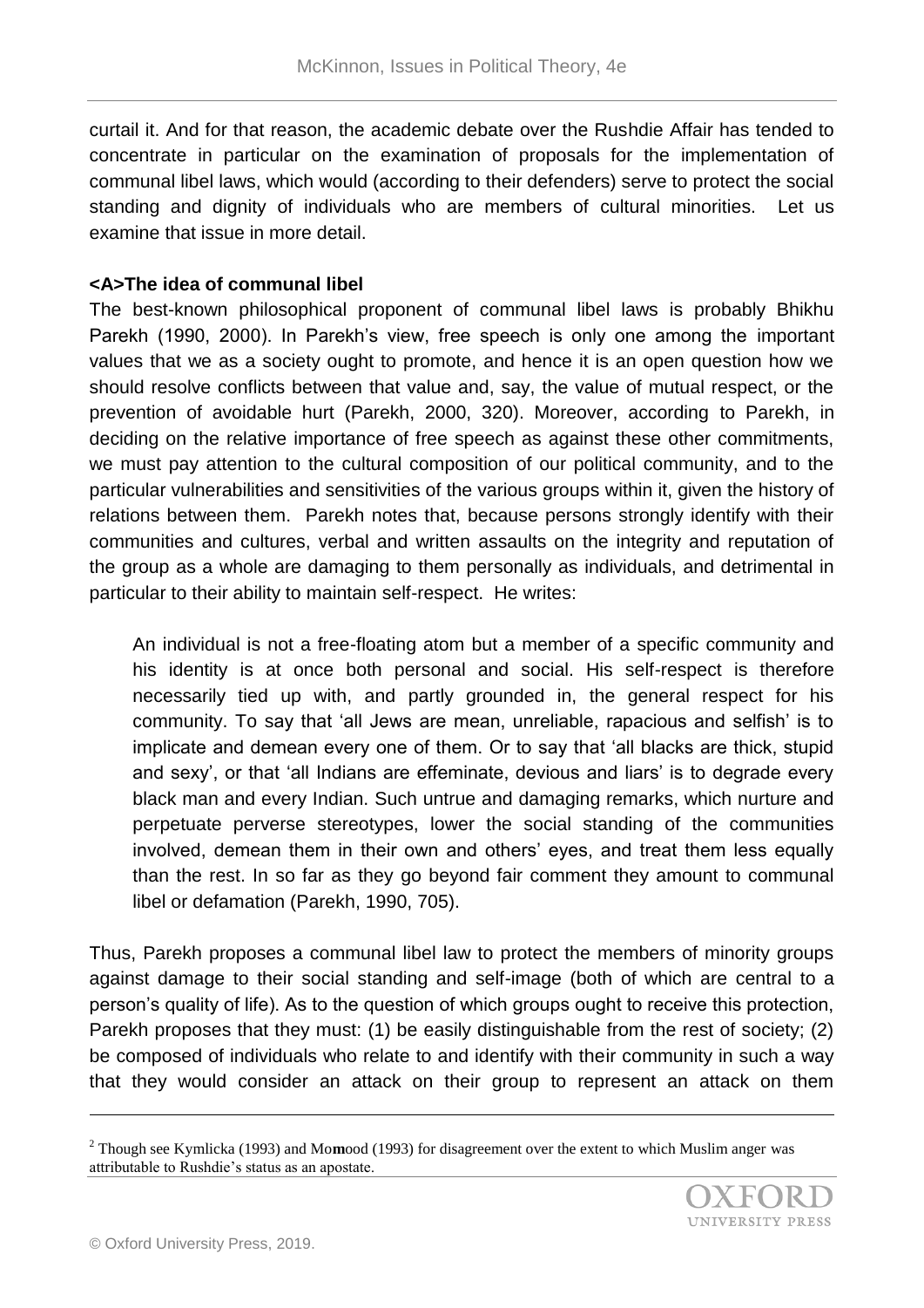curtail it. And for that reason, the academic debate over the Rushdie Affair has tended to concentrate in particular on the examination of proposals for the implementation of communal libel laws, which would (according to their defenders) serve to protect the social standing and dignity of individuals who are members of cultural minorities. Let us examine that issue in more detail.

## The idea of communal libel

The best-known philosophical proponent of communal libel laws is probably Bhikhu Parekh (1990, 2000). In Parekh's view, free speech is only one among the important values that we as a society ought to promote, and hence it is an open question how we should resolve conflicts between that value and, say, the value of mutual respect, or the prevention of avoidable hurt (Parekh, 2000, 320). Moreover, according to Parekh, in deciding on the relative importance of free speech as against these other commitments, we must pay attention to the cultural composition of our political community, and to the particular vulnerabilities and sensitivities of the various groups within it, given the history of relations between them. Parekh notes that, because persons strongly identify with their communities and cultures, verbal and written assaults on the integrity and reputation of the group as a whole are damaging to them personally as individuals, and detrimental in particular to their ability to maintain self-respect. He writes:

> An individual is not a free-floating atom but a member of a specific community and his identity is at once both personal and social. His self-respect is therefore necessarily tied up with, and partly grounded in, the general respect for his community. To say that 'all Jews are mean, unreliable, rapacious and selfish' is to implicate and demean every one of them. Or to say that 'all blacks are thick, stupid and sexy', or that 'all Indians are effeminate, devious and liars' is to degrade every black man and every Indian. Such untrue and damaging remarks, which nurture and perpetuate perverse stereotypes, lower the social standing of the communities involved, demean them in their own and others' eyes, and treat them less equally than the rest. In so far as they go beyond fair comment they amount to communal libel or defamation (Parekh, 1990, 705).

Thus, Parekh proposes a communal libel law to protect the members of minority groups against damage to their social standing and self-image (both of which are central to a person's quality of life). As to the question of which groups ought to receive this protection, Parekh proposes that they must: (1) be easily distinguishable from the rest of society; (2) be composed of individuals who relate to and identify with their community in such a way that they would consider an attack on their group to represent an attack on them

---

[2] Though see Kymlicka (1993) and Mo**m**ood (1993) for disagreement over the extent to which Muslim anger was attributable to Rushdie's status as an apostate.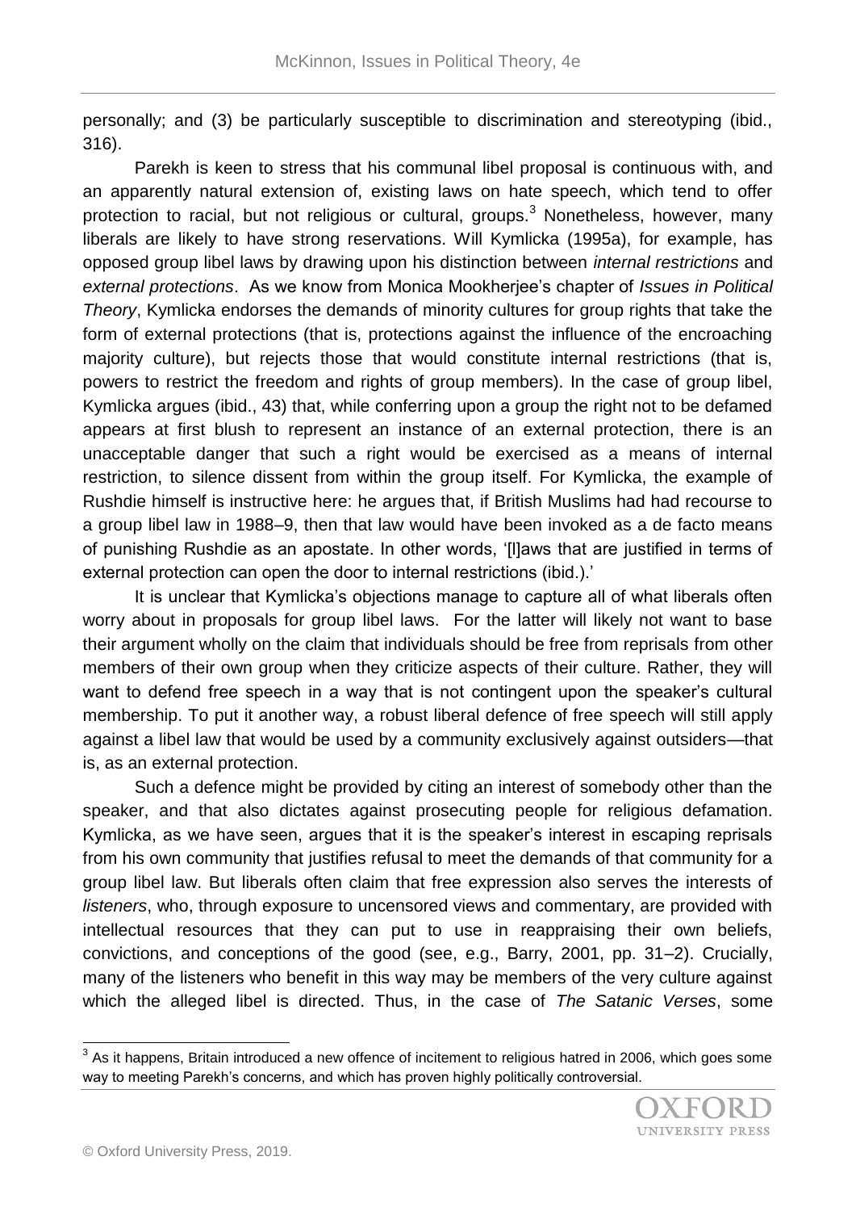personally; and (3) be particularly susceptible to discrimination and stereotyping (ibid., 316).

Parekh is keen to stress that his communal libel proposal is continuous with, and an apparently natural extension of, existing laws on hate speech, which tend to offer protection to racial, but not religious or cultural, groups.[3] Nonetheless, however, many liberals are likely to have strong reservations. Will Kymlicka (1995a), for example, has opposed group libel laws by drawing upon his distinction between *internal restrictions* and *external protections*. As we know from Monica Mookherjee's chapter of *Issues in Political Theory*, Kymlicka endorses the demands of minority cultures for group rights that take the form of external protections (that is, protections against the influence of the encroaching majority culture), but rejects those that would constitute internal restrictions (that is, powers to restrict the freedom and rights of group members). In the case of group libel, Kymlicka argues (ibid., 43) that, while conferring upon a group the right not to be defamed appears at first blush to represent an instance of an external protection, there is an unacceptable danger that such a right would be exercised as a means of internal restriction, to silence dissent from within the group itself. For Kymlicka, the example of Rushdie himself is instructive here: he argues that, if British Muslims had had recourse to a group libel law in 1988–9, then that law would have been invoked as a de facto means of punishing Rushdie as an apostate. In other words, '[l]aws that are justified in terms of external protection can open the door to internal restrictions (ibid.).'

It is unclear that Kymlicka's objections manage to capture all of what liberals often worry about in proposals for group libel laws. For the latter will likely not want to base their argument wholly on the claim that individuals should be free from reprisals from other members of their own group when they criticize aspects of their culture. Rather, they will want to defend free speech in a way that is not contingent upon the speaker's cultural membership. To put it another way, a robust liberal defence of free speech will still apply against a libel law that would be used by a community exclusively against outsiders—that is, as an external protection.

Such a defence might be provided by citing an interest of somebody other than the speaker, and that also dictates against prosecuting people for religious defamation. Kymlicka, as we have seen, argues that it is the speaker's interest in escaping reprisals from his own community that justifies refusal to meet the demands of that community for a group libel law. But liberals often claim that free expression also serves the interests of *listeners*, who, through exposure to uncensored views and commentary, are provided with intellectual resources that they can put to use in reappraising their own beliefs, convictions, and conceptions of the good (see, e.g., Barry, 2001, pp. 31–2). Crucially, many of the listeners who benefit in this way may be members of the very culture against which the alleged libel is directed. Thus, in the case of *The Satanic Verses*, some

[3] As it happens, Britain introduced a new offence of incitement to religious hatred in 2006, which goes some way to meeting Parekh's concerns, and which has proven highly politically controversial.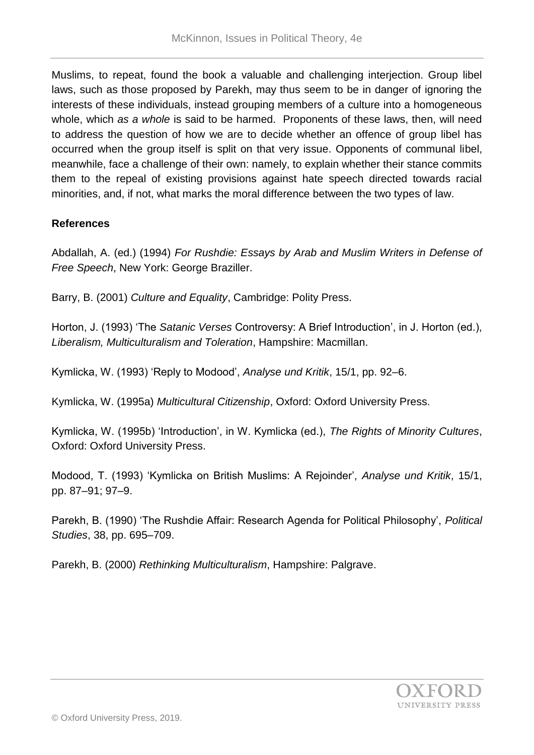Muslims, to repeat, found the book a valuable and challenging interjection. Group libel laws, such as those proposed by Parekh, may thus seem to be in danger of ignoring the interests of these individuals, instead grouping members of a culture into a homogeneous whole, which *as a whole* is said to be harmed. Proponents of these laws, then, will need to address the question of how we are to decide whether an offence of group libel has occurred when the group itself is split on that very issue. Opponents of communal libel, meanwhile, face a challenge of their own: namely, to explain whether their stance commits them to the repeal of existing provisions against hate speech directed towards racial minorities, and, if not, what marks the moral difference between the two types of law.

**References**

Abdallah, A. (ed.) (1994) *For Rushdie: Essays by Arab and Muslim Writers in Defense of Free Speech*, New York: George Braziller.

Barry, B. (2001) *Culture and Equality*, Cambridge: Polity Press.

Horton, J. (1993) 'The *Satanic Verses* Controversy: A Brief Introduction', in J. Horton (ed.), *Liberalism, Multiculturalism and Toleration*, Hampshire: Macmillan.

Kymlicka, W. (1993) 'Reply to Modood', *Analyse und Kritik*, 15/1, pp. 92–6.

Kymlicka, W. (1995a) *Multicultural Citizenship*, Oxford: Oxford University Press.

Kymlicka, W. (1995b) 'Introduction', in W. Kymlicka (ed.), *The Rights of Minority Cultures*, Oxford: Oxford University Press.

Modood, T. (1993) 'Kymlicka on British Muslims: A Rejoinder', *Analyse und Kritik*, 15/1, pp. 87–91; 97–9.

Parekh, B. (1990) 'The Rushdie Affair: Research Agenda for Political Philosophy', *Political Studies*, 38, pp. 695–709.

Parekh, B. (2000) *Rethinking Multiculturalism*, Hampshire: Palgrave.